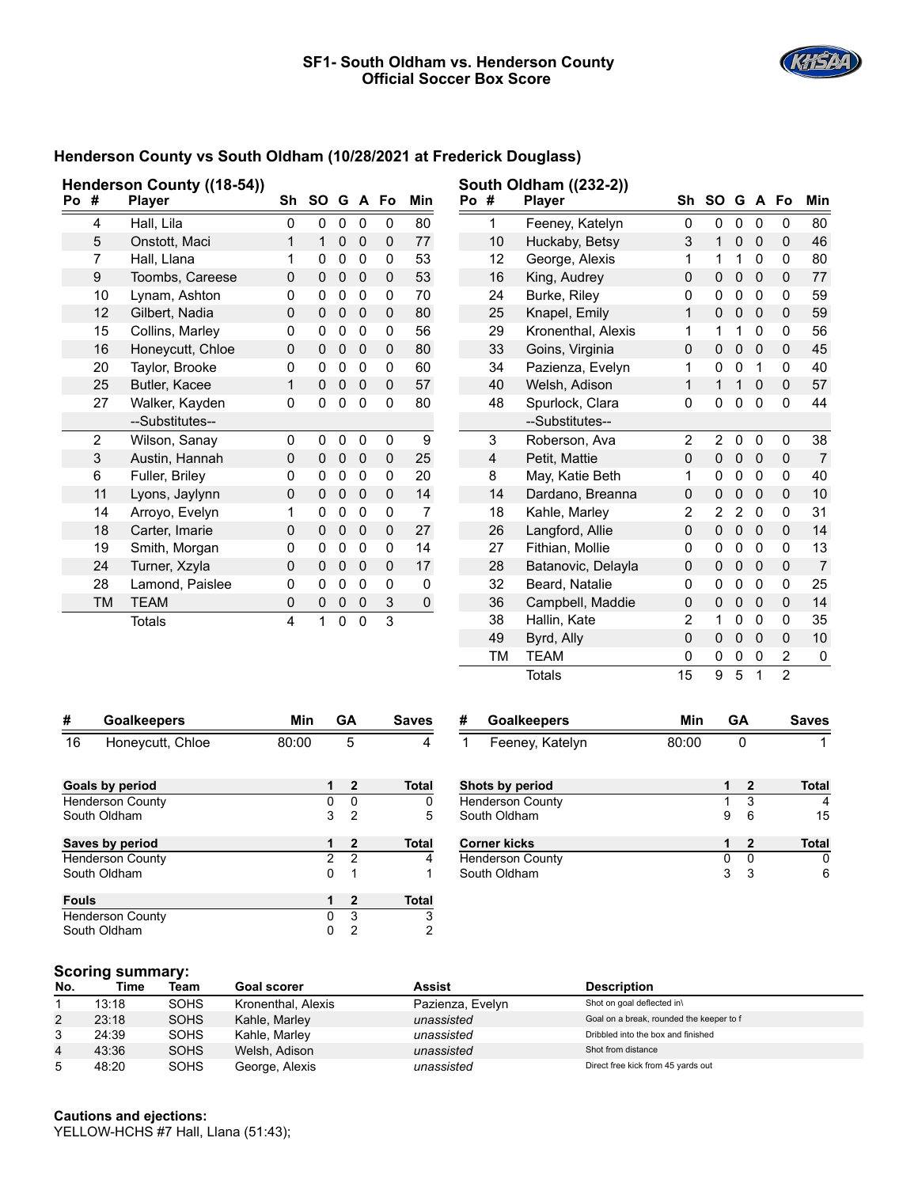## SF1- South Oldham vs. Henderson County
## Official Soccer Box Score

### Henderson County vs South Oldham (10/28/2021 at Frederick Douglass)

**Henderson County ((18-54))**

| Po | # | Player | Sh | SO | G | A | Fo | Min |
|---|---|---|---|---|---|---|---|---|
| | 4 | Hall, Lila | 0 | 0 | 0 | 0 | 0 | 80 |
| | 5 | Onstott, Maci | 1 | 1 | 0 | 0 | 0 | 77 |
| | 7 | Hall, Llana | 1 | 0 | 0 | 0 | 0 | 53 |
| | 9 | Toombs, Careese | 0 | 0 | 0 | 0 | 0 | 53 |
| | 10 | Lynam, Ashton | 0 | 0 | 0 | 0 | 0 | 70 |
| | 12 | Gilbert, Nadia | 0 | 0 | 0 | 0 | 0 | 80 |
| | 15 | Collins, Marley | 0 | 0 | 0 | 0 | 0 | 56 |
| | 16 | Honeycutt, Chloe | 0 | 0 | 0 | 0 | 0 | 80 |
| | 20 | Taylor, Brooke | 0 | 0 | 0 | 0 | 0 | 60 |
| | 25 | Butler, Kacee | 1 | 0 | 0 | 0 | 0 | 57 |
| | 27 | Walker, Kayden | 0 | 0 | 0 | 0 | 0 | 80 |
| | | --Substitutes-- | | | | | | |
| | 2 | Wilson, Sanay | 0 | 0 | 0 | 0 | 0 | 9 |
| | 3 | Austin, Hannah | 0 | 0 | 0 | 0 | 0 | 25 |
| | 6 | Fuller, Briley | 0 | 0 | 0 | 0 | 0 | 20 |
| | 11 | Lyons, Jaylynn | 0 | 0 | 0 | 0 | 0 | 14 |
| | 14 | Arroyo, Evelyn | 1 | 0 | 0 | 0 | 0 | 7 |
| | 18 | Carter, Imarie | 0 | 0 | 0 | 0 | 0 | 27 |
| | 19 | Smith, Morgan | 0 | 0 | 0 | 0 | 0 | 14 |
| | 24 | Turner, Xzyla | 0 | 0 | 0 | 0 | 0 | 17 |
| | 28 | Lamond, Paislee | 0 | 0 | 0 | 0 | 0 | 0 |
| | TM | TEAM | 0 | 0 | 0 | 0 | 3 | 0 |
| | | Totals | 4 | 1 | 0 | 0 | 3 | |

**South Oldham ((232-2))**

| Po | # | Player | Sh | SO | G | A | Fo | Min |
|---|---|---|---|---|---|---|---|---|
| | 1 | Feeney, Katelyn | 0 | 0 | 0 | 0 | 0 | 80 |
| | 10 | Huckaby, Betsy | 3 | 1 | 0 | 0 | 0 | 46 |
| | 12 | George, Alexis | 1 | 1 | 1 | 0 | 0 | 80 |
| | 16 | King, Audrey | 0 | 0 | 0 | 0 | 0 | 77 |
| | 24 | Burke, Riley | 0 | 0 | 0 | 0 | 0 | 59 |
| | 25 | Knapel, Emily | 1 | 0 | 0 | 0 | 0 | 59 |
| | 29 | Kronenthal, Alexis | 1 | 1 | 1 | 0 | 0 | 56 |
| | 33 | Goins, Virginia | 0 | 0 | 0 | 0 | 0 | 45 |
| | 34 | Pazienza, Evelyn | 1 | 0 | 0 | 1 | 0 | 40 |
| | 40 | Welsh, Adison | 1 | 1 | 1 | 0 | 0 | 57 |
| | 48 | Spurlock, Clara | 0 | 0 | 0 | 0 | 0 | 44 |
| | | --Substitutes-- | | | | | | |
| | 3 | Roberson, Ava | 2 | 2 | 0 | 0 | 0 | 38 |
| | 4 | Petit, Mattie | 0 | 0 | 0 | 0 | 0 | 7 |
| | 8 | May, Katie Beth | 1 | 0 | 0 | 0 | 0 | 40 |
| | 14 | Dardano, Breanna | 0 | 0 | 0 | 0 | 0 | 10 |
| | 18 | Kahle, Marley | 2 | 2 | 2 | 0 | 0 | 31 |
| | 26 | Langford, Allie | 0 | 0 | 0 | 0 | 0 | 14 |
| | 27 | Fithian, Mollie | 0 | 0 | 0 | 0 | 0 | 13 |
| | 28 | Batanovic, Delayla | 0 | 0 | 0 | 0 | 0 | 7 |
| | 32 | Beard, Natalie | 0 | 0 | 0 | 0 | 0 | 25 |
| | 36 | Campbell, Maddie | 0 | 0 | 0 | 0 | 0 | 14 |
| | 38 | Hallin, Kate | 2 | 1 | 0 | 0 | 0 | 35 |
| | 49 | Byrd, Ally | 0 | 0 | 0 | 0 | 0 | 10 |
| | TM | TEAM | 0 | 0 | 0 | 0 | 2 | 0 |
| | | Totals | 15 | 9 | 5 | 1 | 2 | |

| # | Goalkeepers | Min | GA | Saves |
|---|---|---|---|---|
| 16 | Honeycutt, Chloe | 80:00 | 5 | 4 |

| # | Goalkeepers | Min | GA | Saves |
|---|---|---|---|---|
| 1 | Feeney, Katelyn | 80:00 | 0 | 1 |

| Goals by period | 1 | 2 | Total |
|---|---|---|---|
| Henderson County | 0 | 0 | 0 |
| South Oldham | 3 | 2 | 5 |

| Shots by period | 1 | 2 | Total |
|---|---|---|---|
| Henderson County | 1 | 3 | 4 |
| South Oldham | 9 | 6 | 15 |

| Saves by period | 1 | 2 | Total |
|---|---|---|---|
| Henderson County | 2 | 2 | 4 |
| South Oldham | 0 | 1 | 1 |

| Corner kicks | 1 | 2 | Total |
|---|---|---|---|
| Henderson County | 0 | 0 | 0 |
| South Oldham | 3 | 3 | 6 |

| Fouls | 1 | 2 | Total |
|---|---|---|---|
| Henderson County | 0 | 3 | 3 |
| South Oldham | 0 | 2 | 2 |

### Scoring summary:

| No. | Time | Team | Goal scorer | Assist | Description |
|---|---|---|---|---|---|
| 1 | 13:18 | SOHS | Kronenthal, Alexis | Pazienza, Evelyn | Shot on goal deflected in\ |
| 2 | 23:18 | SOHS | Kahle, Marley | *unassisted* | Goal on a break, rounded the keeper to f |
| 3 | 24:39 | SOHS | Kahle, Marley | *unassisted* | Dribbled into the box and finished |
| 4 | 43:36 | SOHS | Welsh, Adison | *unassisted* | Shot from distance |
| 5 | 48:20 | SOHS | George, Alexis | *unassisted* | Direct free kick from 45 yards out |

### Cautions and ejections:

YELLOW-HCHS #7 Hall, Llana (51:43);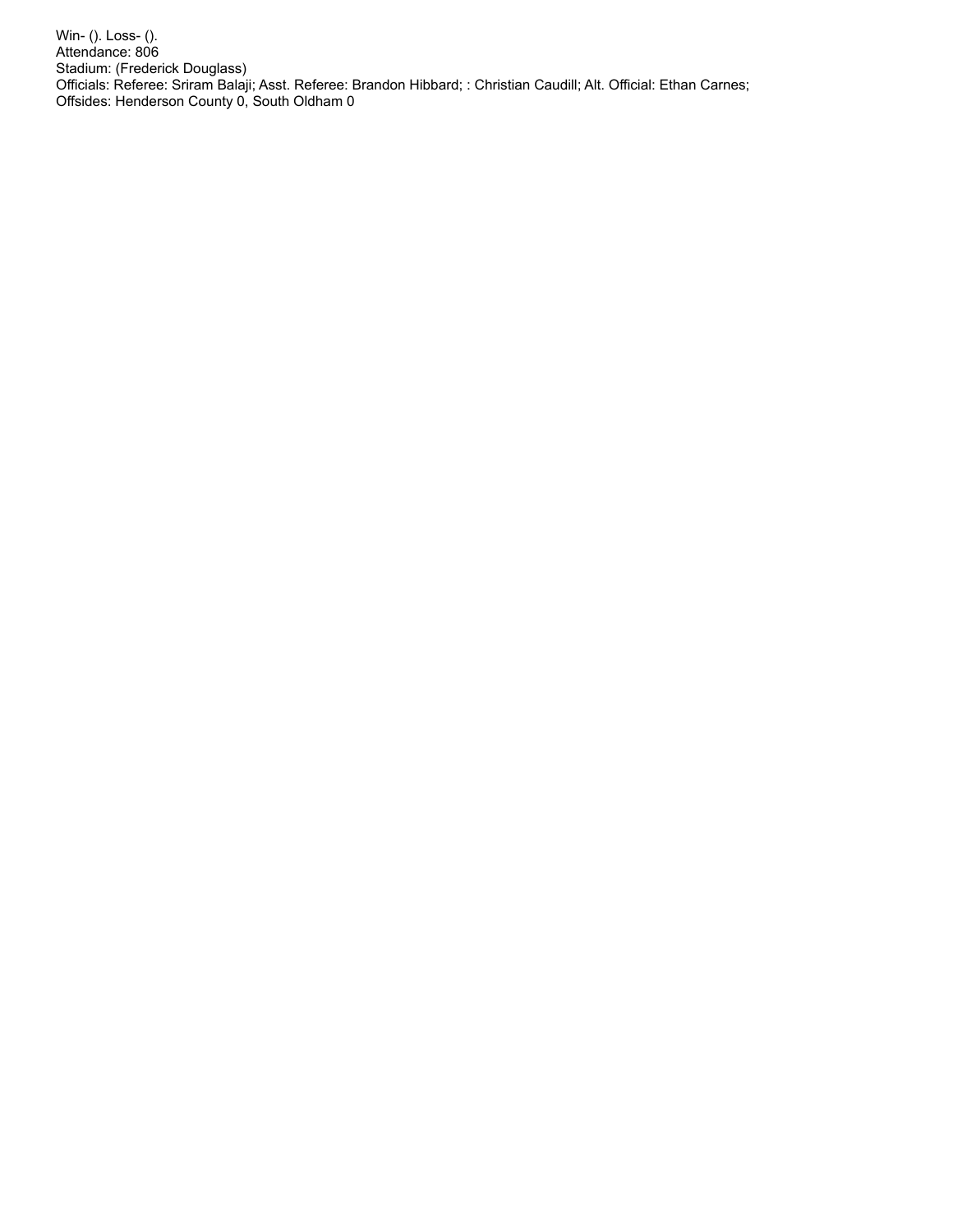Win- (). Loss- ().
Attendance: 806
Stadium: (Frederick Douglass)
Officials: Referee: Sriram Balaji; Asst. Referee: Brandon Hibbard; : Christian Caudill; Alt. Official: Ethan Carnes;
Offsides: Henderson County 0, South Oldham 0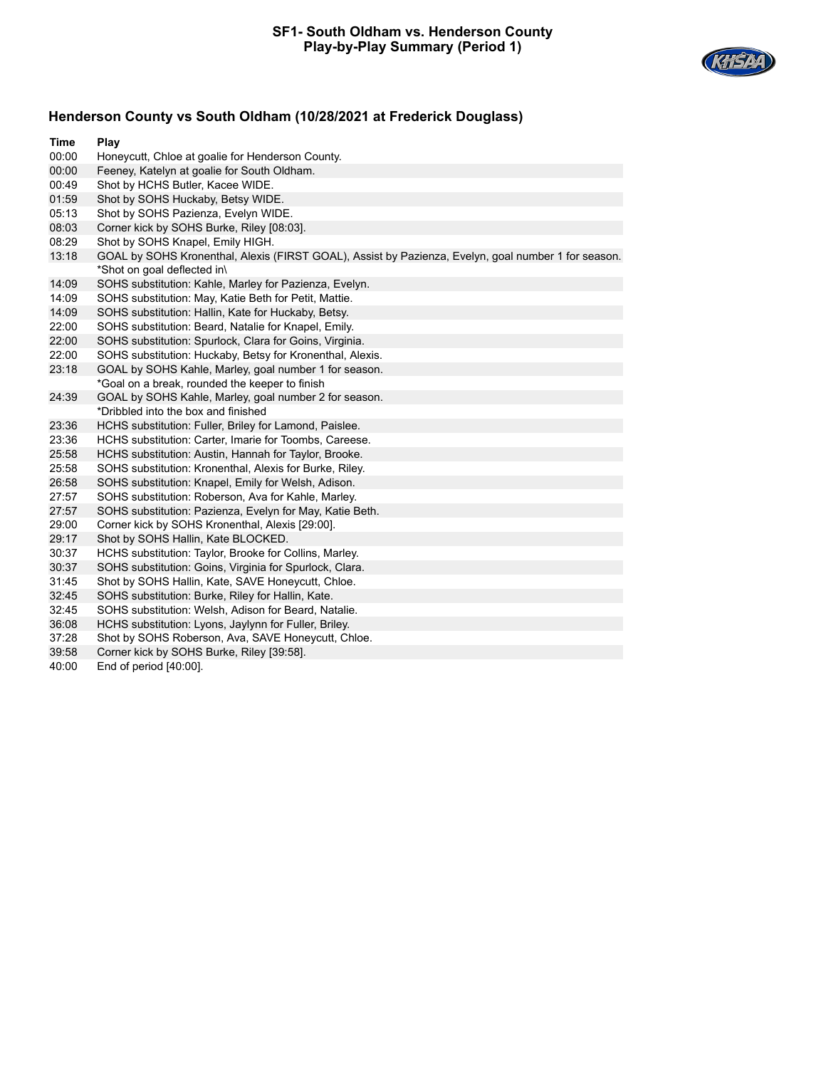# SF1- South Oldham vs. Henderson County
## Play-by-Play Summary (Period 1)

### Henderson County vs South Oldham (10/28/2021 at Frederick Douglass)

| Time | Play |
|---|---|
| 00:00 | Honeycutt, Chloe at goalie for Henderson County. |
| 00:00 | Feeney, Katelyn at goalie for South Oldham. |
| 00:49 | Shot by HCHS Butler, Kacee WIDE. |
| 01:59 | Shot by SOHS Huckaby, Betsy WIDE. |
| 05:13 | Shot by SOHS Pazienza, Evelyn WIDE. |
| 08:03 | Corner kick by SOHS Burke, Riley [08:03]. |
| 08:29 | Shot by SOHS Knapel, Emily HIGH. |
| 13:18 | GOAL by SOHS Kronenthal, Alexis (FIRST GOAL), Assist by Pazienza, Evelyn, goal number 1 for season. *Shot on goal deflected in\ |
| 14:09 | SOHS substitution: Kahle, Marley for Pazienza, Evelyn. |
| 14:09 | SOHS substitution: May, Katie Beth for Petit, Mattie. |
| 14:09 | SOHS substitution: Hallin, Kate for Huckaby, Betsy. |
| 22:00 | SOHS substitution: Beard, Natalie for Knapel, Emily. |
| 22:00 | SOHS substitution: Spurlock, Clara for Goins, Virginia. |
| 22:00 | SOHS substitution: Huckaby, Betsy for Kronenthal, Alexis. |
| 23:18 | GOAL by SOHS Kahle, Marley, goal number 1 for season. *Goal on a break, rounded the keeper to finish |
| 24:39 | GOAL by SOHS Kahle, Marley, goal number 2 for season. *Dribbled into the box and finished |
| 23:36 | HCHS substitution: Fuller, Briley for Lamond, Paislee. |
| 23:36 | HCHS substitution: Carter, Imarie for Toombs, Careese. |
| 25:58 | HCHS substitution: Austin, Hannah for Taylor, Brooke. |
| 25:58 | SOHS substitution: Kronenthal, Alexis for Burke, Riley. |
| 26:58 | SOHS substitution: Knapel, Emily for Welsh, Adison. |
| 27:57 | SOHS substitution: Roberson, Ava for Kahle, Marley. |
| 27:57 | SOHS substitution: Pazienza, Evelyn for May, Katie Beth. |
| 29:00 | Corner kick by SOHS Kronenthal, Alexis [29:00]. |
| 29:17 | Shot by SOHS Hallin, Kate BLOCKED. |
| 30:37 | HCHS substitution: Taylor, Brooke for Collins, Marley. |
| 30:37 | SOHS substitution: Goins, Virginia for Spurlock, Clara. |
| 31:45 | Shot by SOHS Hallin, Kate, SAVE Honeycutt, Chloe. |
| 32:45 | SOHS substitution: Burke, Riley for Hallin, Kate. |
| 32:45 | SOHS substitution: Welsh, Adison for Beard, Natalie. |
| 36:08 | HCHS substitution: Lyons, Jaylynn for Fuller, Briley. |
| 37:28 | Shot by SOHS Roberson, Ava, SAVE Honeycutt, Chloe. |
| 39:58 | Corner kick by SOHS Burke, Riley [39:58]. |
| 40:00 | End of period [40:00]. |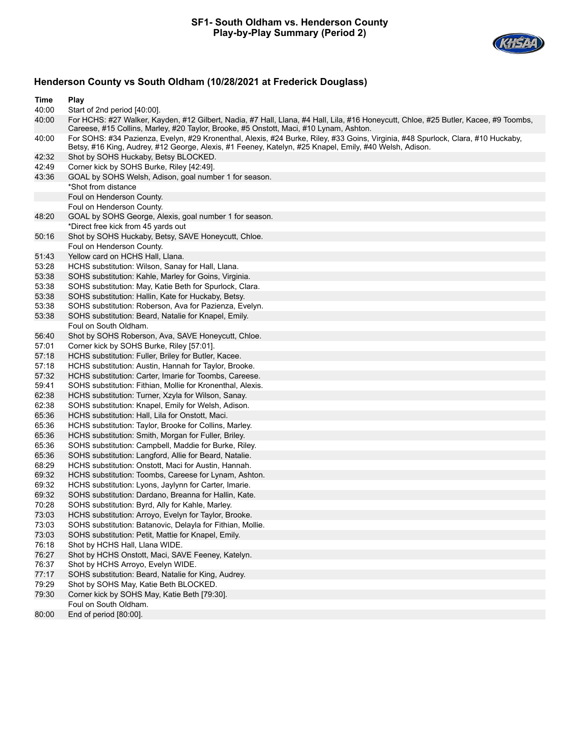# SF1- South Oldham vs. Henderson County
## Play-by-Play Summary (Period 2)

### Henderson County vs South Oldham (10/28/2021 at Frederick Douglass)

| Time | Play |
|---|---|
| 40:00 | Start of 2nd period [40:00]. |
| 40:00 | For HCHS: #27 Walker, Kayden, #12 Gilbert, Nadia, #7 Hall, Llana, #4 Hall, Lila, #16 Honeycutt, Chloe, #25 Butler, Kacee, #9 Toombs, Careese, #15 Collins, Marley, #20 Taylor, Brooke, #5 Onstott, Maci, #10 Lynam, Ashton. |
| 40:00 | For SOHS: #34 Pazienza, Evelyn, #29 Kronenthal, Alexis, #24 Burke, Riley, #33 Goins, Virginia, #48 Spurlock, Clara, #10 Huckaby, Betsy, #16 King, Audrey, #12 George, Alexis, #1 Feeney, Katelyn, #25 Knapel, Emily, #40 Welsh, Adison. |
| 42:32 | Shot by SOHS Huckaby, Betsy BLOCKED. |
| 42:49 | Corner kick by SOHS Burke, Riley [42:49]. |
| 43:36 | GOAL by SOHS Welsh, Adison, goal number 1 for season. |
| | *Shot from distance |
| | Foul on Henderson County. |
| | Foul on Henderson County. |
| 48:20 | GOAL by SOHS George, Alexis, goal number 1 for season. |
| | *Direct free kick from 45 yards out |
| 50:16 | Shot by SOHS Huckaby, Betsy, SAVE Honeycutt, Chloe. |
| | Foul on Henderson County. |
| 51:43 | Yellow card on HCHS Hall, Llana. |
| 53:28 | HCHS substitution: Wilson, Sanay for Hall, Llana. |
| 53:38 | SOHS substitution: Kahle, Marley for Goins, Virginia. |
| 53:38 | SOHS substitution: May, Katie Beth for Spurlock, Clara. |
| 53:38 | SOHS substitution: Hallin, Kate for Huckaby, Betsy. |
| 53:38 | SOHS substitution: Roberson, Ava for Pazienza, Evelyn. |
| 53:38 | SOHS substitution: Beard, Natalie for Knapel, Emily. |
| | Foul on South Oldham. |
| 56:40 | Shot by SOHS Roberson, Ava, SAVE Honeycutt, Chloe. |
| 57:01 | Corner kick by SOHS Burke, Riley [57:01]. |
| 57:18 | HCHS substitution: Fuller, Briley for Butler, Kacee. |
| 57:18 | HCHS substitution: Austin, Hannah for Taylor, Brooke. |
| 57:32 | HCHS substitution: Carter, Imarie for Toombs, Careese. |
| 59:41 | SOHS substitution: Fithian, Mollie for Kronenthal, Alexis. |
| 62:38 | HCHS substitution: Turner, Xzyla for Wilson, Sanay. |
| 62:38 | SOHS substitution: Knapel, Emily for Welsh, Adison. |
| 65:36 | HCHS substitution: Hall, Lila for Onstott, Maci. |
| 65:36 | HCHS substitution: Taylor, Brooke for Collins, Marley. |
| 65:36 | HCHS substitution: Smith, Morgan for Fuller, Briley. |
| 65:36 | SOHS substitution: Campbell, Maddie for Burke, Riley. |
| 65:36 | SOHS substitution: Langford, Allie for Beard, Natalie. |
| 68:29 | HCHS substitution: Onstott, Maci for Austin, Hannah. |
| 69:32 | HCHS substitution: Toombs, Careese for Lynam, Ashton. |
| 69:32 | HCHS substitution: Lyons, Jaylynn for Carter, Imarie. |
| 69:32 | SOHS substitution: Dardano, Breanna for Hallin, Kate. |
| 70:28 | SOHS substitution: Byrd, Ally for Kahle, Marley. |
| 73:03 | HCHS substitution: Arroyo, Evelyn for Taylor, Brooke. |
| 73:03 | SOHS substitution: Batanovic, Delayla for Fithian, Mollie. |
| 73:03 | SOHS substitution: Petit, Mattie for Knapel, Emily. |
| 76:18 | Shot by HCHS Hall, Llana WIDE. |
| 76:27 | Shot by HCHS Onstott, Maci, SAVE Feeney, Katelyn. |
| 76:37 | Shot by HCHS Arroyo, Evelyn WIDE. |
| 77:17 | SOHS substitution: Beard, Natalie for King, Audrey. |
| 79:29 | Shot by SOHS May, Katie Beth BLOCKED. |
| 79:30 | Corner kick by SOHS May, Katie Beth [79:30]. |
| | Foul on South Oldham. |
| 80:00 | End of period [80:00]. |